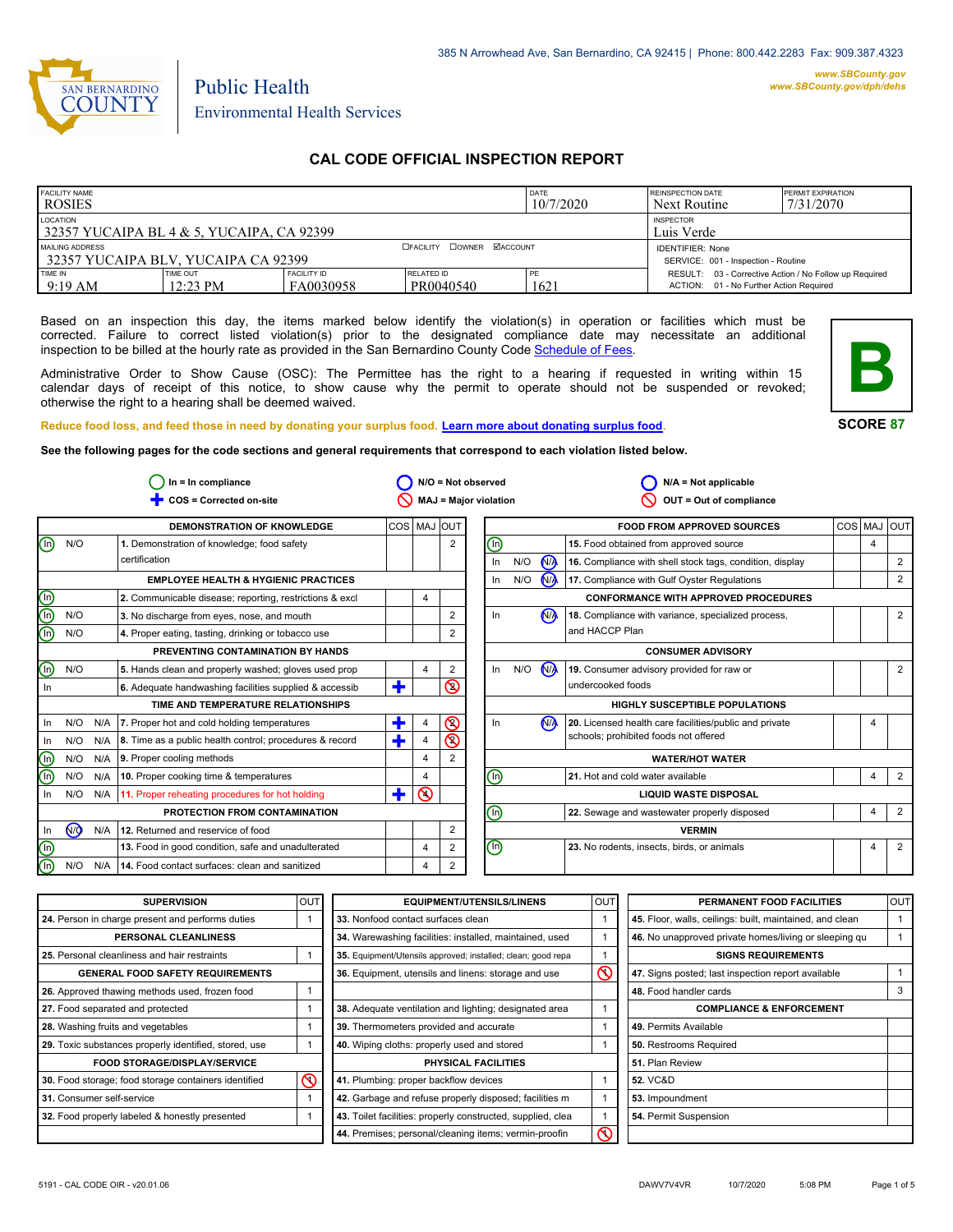385 N Arrowhead Ave, San Bernardino, CA 92415 | Phone: 800.442.2283 Fax: 909.387.4323

www.SBCounty.gov
www.SBCounty.gov/dph/dehs

SAN BERNARDINO COUNTY

Public Health
Environmental Health Services

# CAL CODE OFFICIAL INSPECTION REPORT

| | | | | | | |
|---|---|---|---|---|---|---|
| FACILITY NAME: ROSIES | | | | DATE: 10/7/2020 | REINSPECTION DATE: Next Routine | PERMIT EXPIRATION: 7/31/2070 |
| LOCATION: 32357 YUCAIPA BL 4 & 5, YUCAIPA, CA 92399 | | | | | INSPECTOR: Luis Verde | |
| MAILING ADDRESS: 32357 YUCAIPA BLV, YUCAIPA CA 92399 | | ☐FACILITY ☐OWNER ☑ACCOUNT | | | IDENTIFIER: None<br>SERVICE: 001 - Inspection - Routine | |
| TIME IN: 9:19 AM | TIME OUT: 12:23 PM | FACILITY ID: FA0030958 | RELATED ID: PR0040540 | PE: 1621 | RESULT: 03 - Corrective Action / No Follow up Required<br>ACTION: 01 - No Further Action Required | |

Based on an inspection this day, the items marked below identify the violation(s) in operation or facilities which must be corrected. Failure to correct listed violation(s) prior to the designated compliance date may necessitate an additional inspection to be billed at the hourly rate as provided in the San Bernardino County Code Schedule of Fees.

Administrative Order to Show Cause (OSC): The Permittee has the right to a hearing if requested in writing within 15 calendar days of receipt of this notice, to show cause why the permit to operate should not be suspended or revoked; otherwise the right to a hearing shall be deemed waived.

**B**

**SCORE 87**

Reduce food loss, and feed those in need by donating your surplus food. Learn more about donating surplus food.

**See the following pages for the code sections and general requirements that correspond to each violation listed below.**

In = In compliance | N/O = Not observed | N/A = Not applicable | COS = Corrected on-site | MAJ = Major violation | OUT = Out of compliance

| In | N/O | N/A | DEMONSTRATION OF KNOWLEDGE | COS | MAJ | OUT |
|---|---|---|---|---|---|---|
| (In) | N/O | | 1. Demonstration of knowledge; food safety certification | | | 2 |
| | | | **EMPLOYEE HEALTH & HYGIENIC PRACTICES** | | | |
| (In) | | | 2. Communicable disease; reporting, restrictions & excl | | 4 | |
| (In) | N/O | | 3. No discharge from eyes, nose, and mouth | | | 2 |
| (In) | N/O | | 4. Proper eating, tasting, drinking or tobacco use | | | 2 |
| | | | **PREVENTING CONTAMINATION BY HANDS** | | | |
| (In) | N/O | | 5. Hands clean and properly washed; gloves used prop | | 4 | 2 |
| In | | | 6. Adequate handwashing facilities supplied & accessib | ✚ | | (2) OUT |
| | | | **TIME AND TEMPERATURE RELATIONSHIPS** | | | |
| In | N/O | N/A | 7. Proper hot and cold holding temperatures | ✚ | 4 | (2) OUT |
| In | N/O | N/A | 8. Time as a public health control; procedures & record | ✚ | 4 | (2) OUT |
| (In) | N/O | N/A | 9. Proper cooling methods | | 4 | 2 |
| (In) | N/O | N/A | 10. Proper cooking time & temperatures | | 4 | |
| In | N/O | N/A | 11. Proper reheating procedures for hot holding | ✚ | (4) MAJ | |
| | | | **PROTECTION FROM CONTAMINATION** | | | |
| In | (N/O) | N/A | 12. Returned and reservice of food | | | 2 |
| (In) | | | 13. Food in good condition, safe and unadulterated | | 4 | 2 |
| (In) | N/O | N/A | 14. Food contact surfaces: clean and sanitized | | 4 | 2 |

| In | N/O | N/A | FOOD FROM APPROVED SOURCES | COS | MAJ | OUT |
|---|---|---|---|---|---|---|
| (In) | | | 15. Food obtained from approved source | | 4 | |
| In | N/O | (N/A) | 16. Compliance with shell stock tags, condition, display | | | 2 |
| In | N/O | (N/A) | 17. Compliance with Gulf Oyster Regulations | | | 2 |
| | | | **CONFORMANCE WITH APPROVED PROCEDURES** | | | |
| In | | (N/A) | 18. Compliance with variance, specialized process, and HACCP Plan | | | 2 |
| | | | **CONSUMER ADVISORY** | | | |
| In | N/O | (N/A) | 19. Consumer advisory provided for raw or undercooked foods | | | 2 |
| | | | **HIGHLY SUSCEPTIBLE POPULATIONS** | | | |
| In | | (N/A) | 20. Licensed health care facilities/public and private schools; prohibited foods not offered | | 4 | |
| | | | **WATER/HOT WATER** | | | |
| (In) | | | 21. Hot and cold water available | | 4 | 2 |
| | | | **LIQUID WASTE DISPOSAL** | | | |
| (In) | | | 22. Sewage and wastewater properly disposed | | 4 | 2 |
| | | | **VERMIN** | | | |
| (In) | | | 23. No rodents, insects, birds, or animals | | 4 | 2 |

| SUPERVISION | OUT |
|---|---|
| 24. Person in charge present and performs duties | 1 |
| **PERSONAL CLEANLINESS** | |
| 25. Personal cleanliness and hair restraints | 1 |
| **GENERAL FOOD SAFETY REQUIREMENTS** | |
| 26. Approved thawing methods used, frozen food | 1 |
| 27. Food separated and protected | 1 |
| 28. Washing fruits and vegetables | 1 |
| 29. Toxic substances properly identified, stored, use | 1 |
| **FOOD STORAGE/DISPLAY/SERVICE** | |
| 30. Food storage; food storage containers identified | (1) OUT |
| 31. Consumer self-service | 1 |
| 32. Food properly labeled & honestly presented | 1 |

| EQUIPMENT/UTENSILS/LINENS | OUT |
|---|---|
| 33. Nonfood contact surfaces clean | 1 |
| 34. Warewashing facilities: installed, maintained, used | 1 |
| 35. Equipment/Utensils approved; installed; clean; good repa | 1 |
| 36. Equipment, utensils and linens: storage and use | (1) OUT |
| 38. Adequate ventilation and lighting; designated area | 1 |
| 39. Thermometers provided and accurate | 1 |
| 40. Wiping cloths: properly used and stored | 1 |
| **PHYSICAL FACILITIES** | |
| 41. Plumbing: proper backflow devices | 1 |
| 42. Garbage and refuse properly disposed; facilities m | 1 |
| 43. Toilet facilities: properly constructed, supplied, clea | 1 |
| 44. Premises; personal/cleaning items; vermin-proofin | (1) OUT |

| PERMANENT FOOD FACILITIES | OUT |
|---|---|
| 45. Floor, walls, ceilings: built, maintained, and clean | 1 |
| 46. No unapproved private homes/living or sleeping qu | 1 |
| **SIGNS REQUIREMENTS** | |
| 47. Signs posted; last inspection report available | 1 |
| 48. Food handler cards | 3 |
| **COMPLIANCE & ENFORCEMENT** | |
| 49. Permits Available | |
| 50. Restrooms Required | |
| 51. Plan Review | |
| 52. VC&D | |
| 53. Impoundment | |
| 54. Permit Suspension | |

5191 - CAL CODE OIR - v20.01.06 | DAWV7V4VR | 10/7/2020 | 5:08 PM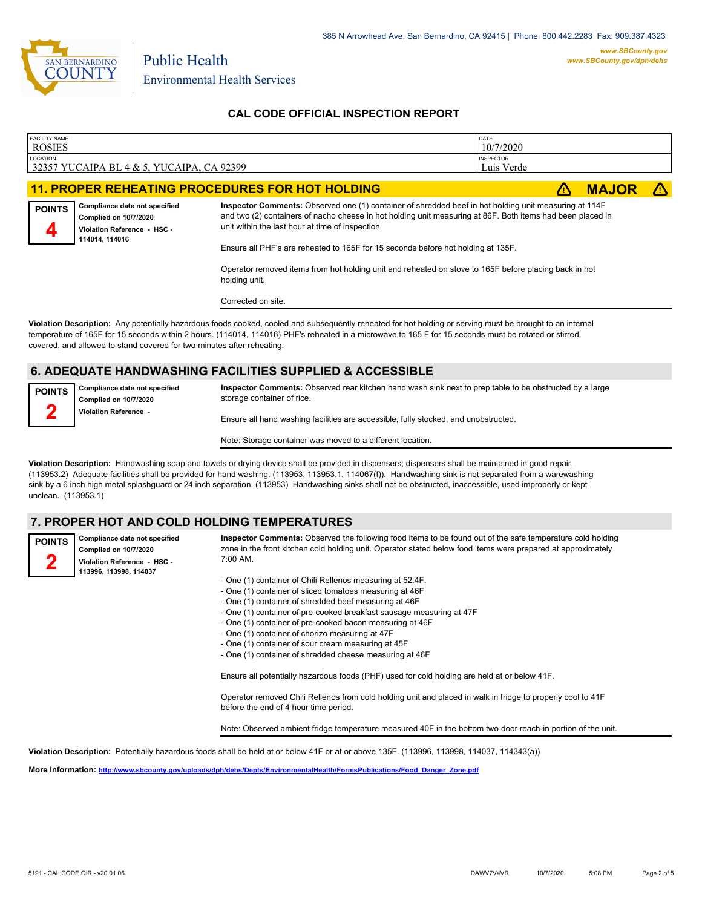385 N Arrowhead Ave, San Bernardino, CA 92415 | Phone: 800.442.2283 Fax: 909.387.4323

**www.SBCounty.gov**
**www.SBCounty.gov/dph/dehs**

Public Health
Environmental Health Services

## CAL CODE OFFICIAL INSPECTION REPORT

| FACILITY NAME | DATE |
|---|---|
| ROSIES | 10/7/2020 |
| **LOCATION** | **INSPECTOR** |
| 32357 YUCAIPA BL 4 & 5, YUCAIPA, CA 92399 | Luis Verde |

## 11. PROPER REHEATING PROCEDURES FOR HOT HOLDING — ⚠ MAJOR ⚠

**POINTS 4**

**Compliance date not specified**
**Complied on 10/7/2020**
**Violation Reference - HSC - 114014, 114016**

**Inspector Comments:** Observed one (1) container of shredded beef in hot holding unit measuring at 114F and two (2) containers of nacho cheese in hot holding unit measuring at 86F. Both items had been placed in unit within the last hour at time of inspection.

Ensure all PHF's are reheated to 165F for 15 seconds before hot holding at 135F.

Operator removed items from hot holding unit and reheated on stove to 165F before placing back in hot holding unit.

Corrected on site.

**Violation Description:** Any potentially hazardous foods cooked, cooled and subsequently reheated for hot holding or serving must be brought to an internal temperature of 165F for 15 seconds within 2 hours. (114014, 114016) PHF's reheated in a microwave to 165 F for 15 seconds must be rotated or stirred, covered, and allowed to stand covered for two minutes after reheating.

## 6. ADEQUATE HANDWASHING FACILITIES SUPPLIED & ACCESSIBLE

**POINTS 2**

**Compliance date not specified**
**Complied on 10/7/2020**
**Violation Reference -**

**Inspector Comments:** Observed rear kitchen hand wash sink next to prep table to be obstructed by a large storage container of rice.

Ensure all hand washing facilities are accessible, fully stocked, and unobstructed.

Note: Storage container was moved to a different location.

**Violation Description:** Handwashing soap and towels or drying device shall be provided in dispensers; dispensers shall be maintained in good repair. (113953.2) Adequate facilities shall be provided for hand washing. (113953, 113953.1, 114067(f)). Handwashing sink is not separated from a warewashing sink by a 6 inch high metal splashguard or 24 inch separation. (113953) Handwashing sinks shall not be obstructed, inaccessible, used improperly or kept unclean. (113953.1)

## 7. PROPER HOT AND COLD HOLDING TEMPERATURES

**POINTS 2**

**Compliance date not specified**
**Complied on 10/7/2020**
**Violation Reference - HSC - 113996, 113998, 114037**

**Inspector Comments:** Observed the following food items to be found out of the safe temperature cold holding zone in the front kitchen cold holding unit. Operator stated below food items were prepared at approximately 7:00 AM.

- One (1) container of Chili Rellenos measuring at 52.4F.
- One (1) container of sliced tomatoes measuring at 46F
- One (1) container of shredded beef measuring at 46F
- One (1) container of pre-cooked breakfast sausage measuring at 47F
- One (1) container of pre-cooked bacon measuring at 46F
- One (1) container of chorizo measuring at 47F
- One (1) container of sour cream measuring at 45F
- One (1) container of shredded cheese measuring at 46F

Ensure all potentially hazardous foods (PHF) used for cold holding are held at or below 41F.

Operator removed Chili Rellenos from cold holding unit and placed in walk in fridge to properly cool to 41F before the end of 4 hour time period.

Note: Observed ambient fridge temperature measured 40F in the bottom two door reach-in portion of the unit.

**Violation Description:** Potentially hazardous foods shall be held at or below 41F or at or above 135F. (113996, 113998, 114037, 114343(a))

**More Information:** http://www.sbcounty.gov/uploads/dph/dehs/Depts/EnvironmentalHealth/FormsPublications/Food_Danger_Zone.pdf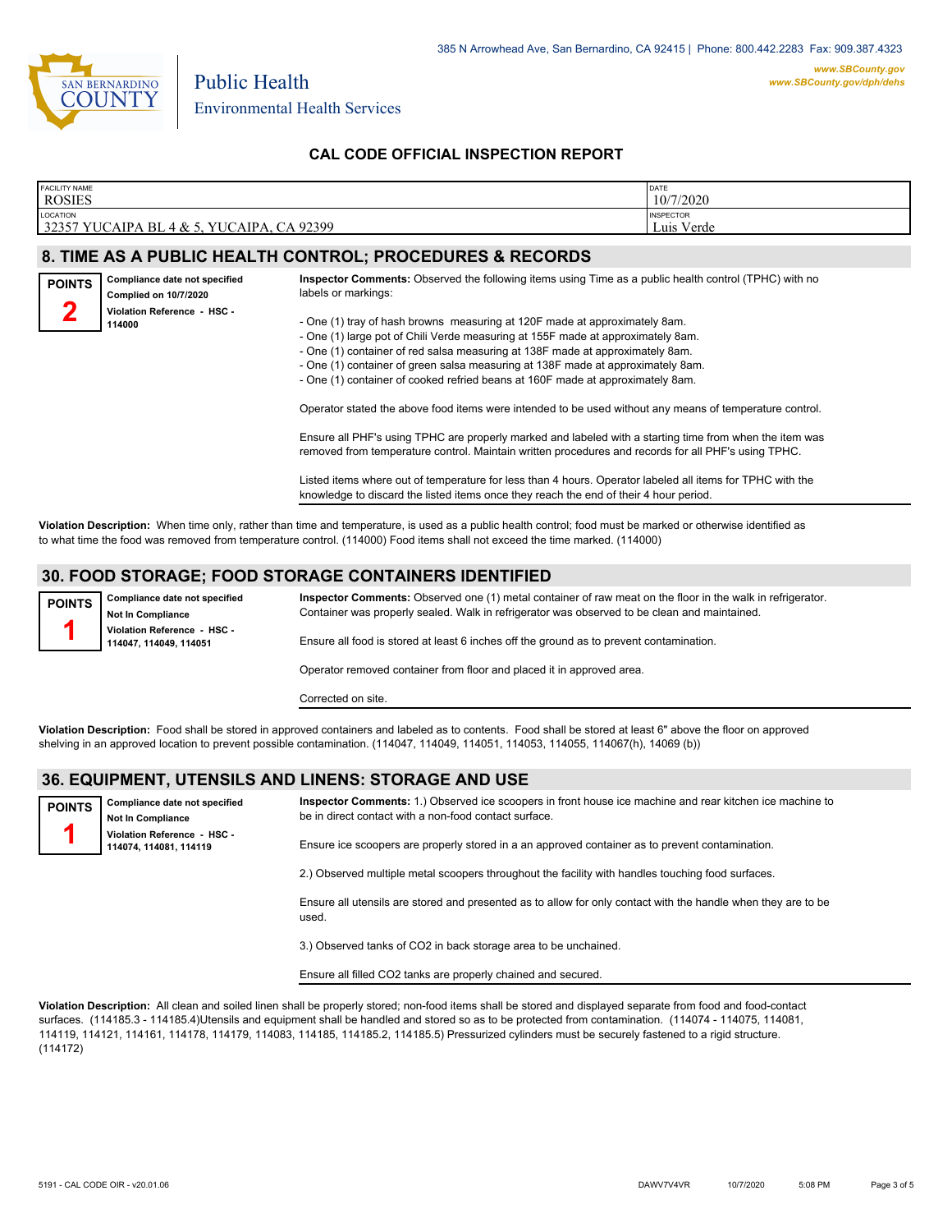## CAL CODE OFFICIAL INSPECTION REPORT

| FACILITY NAME | DATE |
|---|---|
| ROSIES | 10/7/2020 |
| **LOCATION** | **INSPECTOR** |
| 32357 YUCAIPA BL 4 & 5, YUCAIPA, CA 92399 | Luis Verde |

## 8. TIME AS A PUBLIC HEALTH CONTROL; PROCEDURES & RECORDS

**POINTS** **2**

**Compliance date not specified**
**Complied on 10/7/2020**
**Violation Reference - HSC - 114000**

**Inspector Comments:** Observed the following items using Time as a public health control (TPHC) with no labels or markings:

- One (1) tray of hash browns measuring at 120F made at approximately 8am.
- One (1) large pot of Chili Verde measuring at 155F made at approximately 8am.
- One (1) container of red salsa measuring at 138F made at approximately 8am.
- One (1) container of green salsa measuring at 138F made at approximately 8am.
- One (1) container of cooked refried beans at 160F made at approximately 8am.

Operator stated the above food items were intended to be used without any means of temperature control.

Ensure all PHF's using TPHC are properly marked and labeled with a starting time from when the item was removed from temperature control. Maintain written procedures and records for all PHF's using TPHC.

Listed items where out of temperature for less than 4 hours. Operator labeled all items for TPHC with the knowledge to discard the listed items once they reach the end of their 4 hour period.

**Violation Description:** When time only, rather than time and temperature, is used as a public health control; food must be marked or otherwise identified as to what time the food was removed from temperature control. (114000) Food items shall not exceed the time marked. (114000)

## 30. FOOD STORAGE; FOOD STORAGE CONTAINERS IDENTIFIED

**POINTS** **1**

**Compliance date not specified**
**Not In Compliance**
**Violation Reference - HSC - 114047, 114049, 114051**

**Inspector Comments:** Observed one (1) metal container of raw meat on the floor in the walk in refrigerator. Container was properly sealed. Walk in refrigerator was observed to be clean and maintained.

Ensure all food is stored at least 6 inches off the ground as to prevent contamination.

Operator removed container from floor and placed it in approved area.

Corrected on site.

**Violation Description:** Food shall be stored in approved containers and labeled as to contents. Food shall be stored at least 6" above the floor on approved shelving in an approved location to prevent possible contamination. (114047, 114049, 114051, 114053, 114055, 114067(h), 14069 (b))

## 36. EQUIPMENT, UTENSILS AND LINENS: STORAGE AND USE

**POINTS** **1**

**Compliance date not specified**
**Not In Compliance**
**Violation Reference - HSC - 114074, 114081, 114119**

**Inspector Comments:** 1.) Observed ice scoopers in front house ice machine and rear kitchen ice machine to be in direct contact with a non-food contact surface.

Ensure ice scoopers are properly stored in a an approved container as to prevent contamination.

2.) Observed multiple metal scoopers throughout the facility with handles touching food surfaces.

Ensure all utensils are stored and presented as to allow for only contact with the handle when they are to be used.

3.) Observed tanks of CO2 in back storage area to be unchained.

Ensure all filled CO2 tanks are properly chained and secured.

**Violation Description:** All clean and soiled linen shall be properly stored; non-food items shall be stored and displayed separate from food and food-contact surfaces. (114185.3 - 114185.4)Utensils and equipment shall be handled and stored so as to be protected from contamination. (114074 - 114075, 114081, 114119, 114121, 114161, 114178, 114179, 114083, 114185, 114185.2, 114185.5) Pressurized cylinders must be securely fastened to a rigid structure. (114172)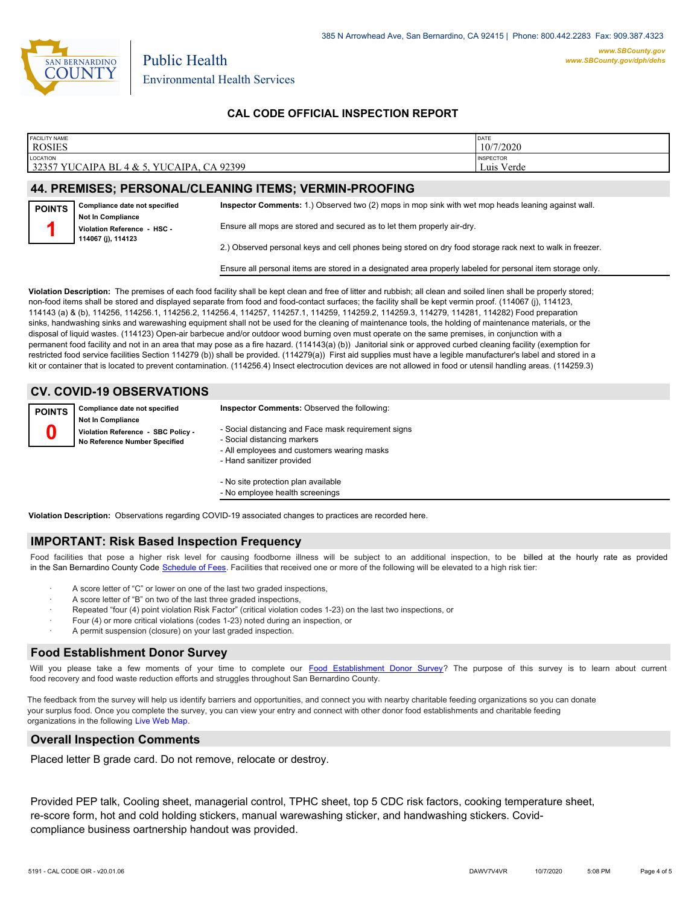385 N Arrowhead Ave, San Bernardino, CA 92415 | Phone: 800.442.2283 Fax: 909.387.4323

www.SBCounty.gov
www.SBCounty.gov/dph/dehs

Public Health
Environmental Health Services

## CAL CODE OFFICIAL INSPECTION REPORT

| FACILITY NAME | DATE |
|---|---|
| ROSIES | 10/7/2020 |
| LOCATION | INSPECTOR |
| 32357 YUCAIPA BL 4 & 5, YUCAIPA, CA 92399 | Luis Verde |

## 44. PREMISES; PERSONAL/CLEANING ITEMS; VERMIN-PROOFING

**POINTS**
**1**

**Compliance date not specified**
**Not In Compliance**
**Violation Reference - HSC - 114067 (j), 114123**

**Inspector Comments:** 1.) Observed two (2) mops in mop sink with wet mop heads leaning against wall.

Ensure all mops are stored and secured as to let them properly air-dry.

2.) Observed personal keys and cell phones being stored on dry food storage rack next to walk in freezer.

Ensure all personal items are stored in a designated area properly labeled for personal item storage only.

**Violation Description:** The premises of each food facility shall be kept clean and free of litter and rubbish; all clean and soiled linen shall be properly stored; non-food items shall be stored and displayed separate from food and food-contact surfaces; the facility shall be kept vermin proof. (114067 (j), 114123, 114143 (a) & (b), 114256, 114256.1, 114256.2, 114256.4, 114257, 114257.1, 114259, 114259.2, 114259.3, 114279, 114281, 114282) Food preparation sinks, handwashing sinks and warewashing equipment shall not be used for the cleaning of maintenance tools, the holding of maintenance materials, or the disposal of liquid wastes. (114123) Open-air barbecue and/or outdoor wood burning oven must operate on the same premises, in conjunction with a permanent food facility and not in an area that may pose as a fire hazard. (114143(a) (b)) Janitorial sink or approved curbed cleaning facility (exemption for restricted food service facilities Section 114279 (b)) shall be provided. (114279(a)) First aid supplies must have a legible manufacturer's label and stored in a kit or container that is located to prevent contamination. (114256.4) Insect electrocution devices are not allowed in food or utensil handling areas. (114259.3)

## CV. COVID-19 OBSERVATIONS

**POINTS**
**0**

**Compliance date not specified**
**Not In Compliance**
**Violation Reference - SBC Policy - No Reference Number Specified**

**Inspector Comments:** Observed the following:

- Social distancing and Face mask requirement signs
- Social distancing markers
- All employees and customers wearing masks
- Hand sanitizer provided

- No site protection plan available
- No employee health screenings

**Violation Description:** Observations regarding COVID-19 associated changes to practices are recorded here.

## IMPORTANT: Risk Based Inspection Frequency

Food facilities that pose a higher risk level for causing foodborne illness will be subject to an additional inspection, to be billed at the hourly rate as provided in the San Bernardino County Code Schedule of Fees. Facilities that received one or more of the following will be elevated to a high risk tier:

- A score letter of "C" or lower on one of the last two graded inspections,
- A score letter of "B" on two of the last three graded inspections,
- Repeated "four (4) point violation Risk Factor" (critical violation codes 1-23) on the last two inspections, or
- Four (4) or more critical violations (codes 1-23) noted during an inspection, or
- A permit suspension (closure) on your last graded inspection.

## Food Establishment Donor Survey

Will you please take a few moments of your time to complete our Food Establishment Donor Survey? The purpose of this survey is to learn about current food recovery and food waste reduction efforts and struggles throughout San Bernardino County.

The feedback from the survey will help us identify barriers and opportunities, and connect you with nearby charitable feeding organizations so you can donate your surplus food. Once you complete the survey, you can view your entry and connect with other donor food establishments and charitable feeding organizations in the following Live Web Map.

## Overall Inspection Comments

Placed letter B grade card. Do not remove, relocate or destroy.

Provided PEP talk, Cooling sheet, managerial control, TPHC sheet, top 5 CDC risk factors, cooking temperature sheet, re-score form, hot and cold holding stickers, manual warewashing sticker, and handwashing stickers. Covid-compliance business oartnership handout was provided.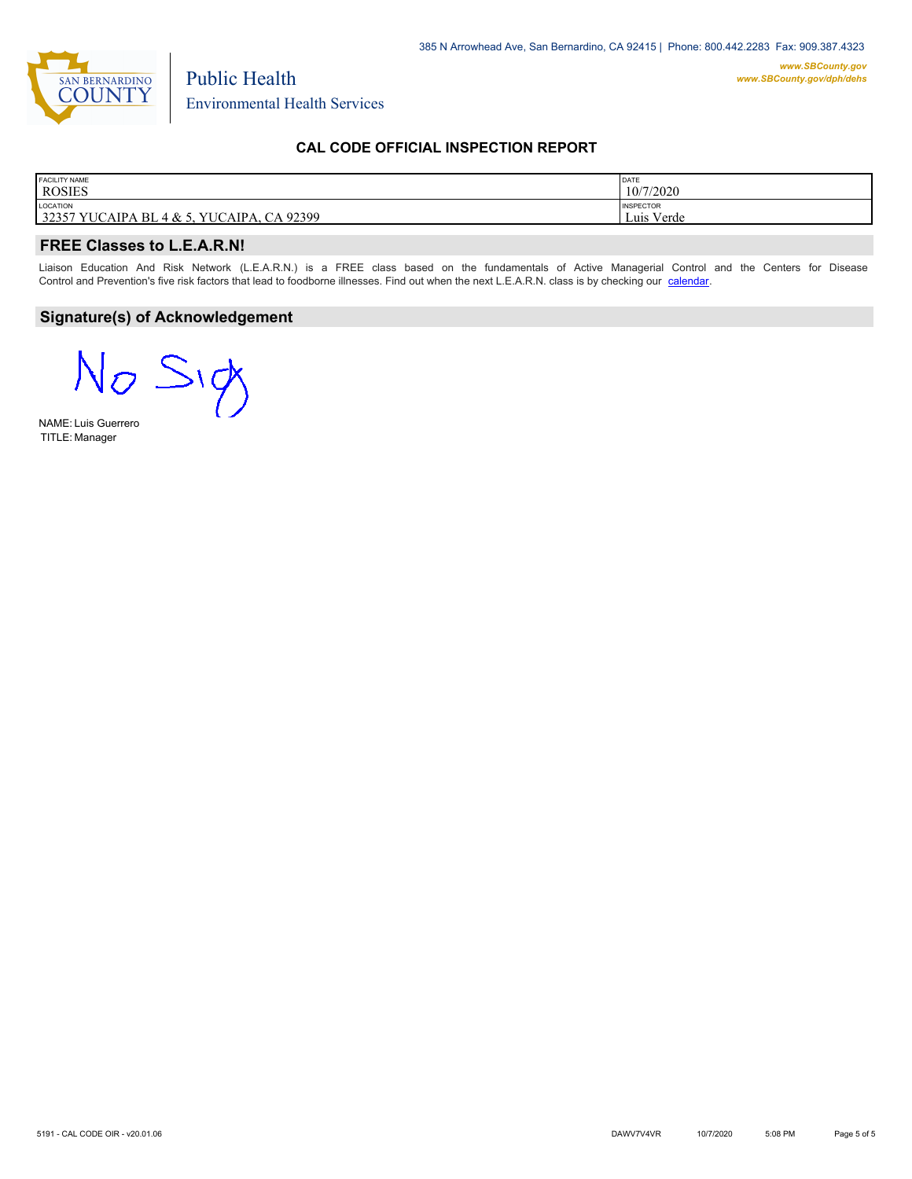385 N Arrowhead Ave, San Bernardino, CA 92415 | Phone: 800.442.2283 Fax: 909.387.4323

*www.SBCounty.gov*
*www.SBCounty.gov/dph/dehs*

Public Health
Environmental Health Services

## CAL CODE OFFICIAL INSPECTION REPORT

| FACILITY NAME | DATE |
|---|---|
| ROSIES | 10/7/2020 |
| **LOCATION** | **INSPECTOR** |
| 32357 YUCAIPA BL 4 & 5, YUCAIPA, CA 92399 | Luis Verde |

## FREE Classes to L.E.A.R.N!

Liaison Education And Risk Network (L.E.A.R.N.) is a FREE class based on the fundamentals of Active Managerial Control and the Centers for Disease Control and Prevention's five risk factors that lead to foodborne illnesses. Find out when the next L.E.A.R.N. class is by checking our calendar.

## Signature(s) of Acknowledgement

No Sig

NAME: Luis Guerrero
TITLE: Manager

5191 - CAL CODE OIR - v20.01.06 DAWV7V4VR 10/7/2020 5:08 PM